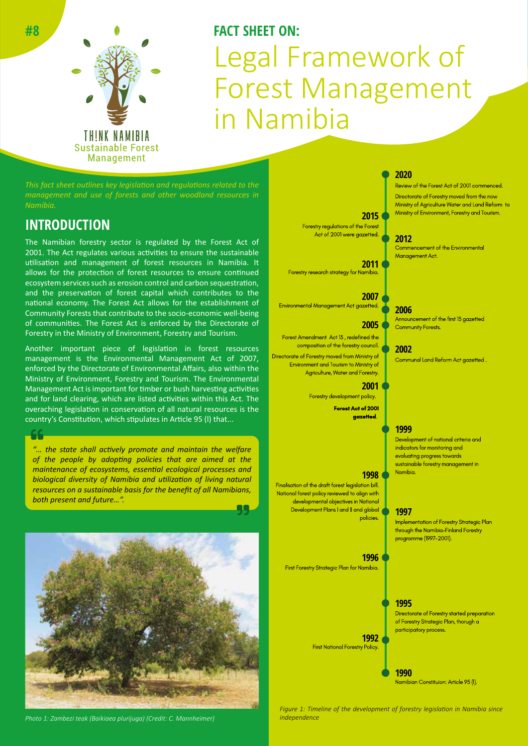#8

THINK NAMIBIA
Sustainable Forest Management

**FACT SHEET ON:**

# Legal Framework of Forest Management in Namibia

*This fact sheet outlines key legislation and regulations related to the management and use of forests and other woodland resources in Namibia.*

## INTRODUCTION

The Namibian forestry sector is regulated by the Forest Act of 2001. The Act regulates various activities to ensure the sustainable utilisation and management of forest resources in Namibia. It allows for the protection of forest resources to ensure continued ecosystem services such as erosion control and carbon sequestration, and the preservation of forest capital which contributes to the national economy. The Forest Act allows for the establishment of Community Forests that contribute to the socio-economic well-being of communities. The Forest Act is enforced by the Directorate of Forestry in the Ministry of Environment, Forestry and Tourism.

Another important piece of legislation in forest resources management is the Environmental Management Act of 2007, enforced by the Directorate of Environmental Affairs, also within the Ministry of Environment, Forestry and Tourism. The Environmental Management Act is important for timber or bush harvesting activities and for land clearing, which are listed activities within this Act. The overaching legislation in conservation of all natural resources is the country's Constitution, which stipulates in Article 95 (l) that...

> *"... the state shall actively promote and maintain the welfare of the people by adopting policies that are aimed at the maintenance of ecosystems, essential ecological processes and biological diversity of Namibia and utilization of living natural resources on a sustainable basis for the benefit of all Namibians, both present and future...".*

*Photo 1: Zambezi teak (Baikiaea plurijuga) (Credit: C. Mannheimer)*

**2020**
Review of the Forest Act of 2001 commenced.
Directorate of Forestry moved from the now Ministry of Agriculture Water and Land Reform to Ministry of Environment, Forestry and Tourism.

**2015**
Forestry regulations of the Forest Act of 2001 were gazetted.

**2012**
Commencement of the Environmental Management Act.

**2011**
Forestry research strategy for Namibia.

**2007**
Environmental Management Act gazetted.

**2006**
Announcement of the first 13 gazetted Community Forests.

**2005**
Forest Amendment Act 13, redefined the composition of the forestry council.
Directorate of Forestry moved from Ministry of Environment and Tourism to Ministry of Agriculture, Water and Forestry.

**2002**
Communal Land Reform Act gazetted.

**2001**
Forestry development policy.
**Forest Act of 2001 gazetted.**

**1999**
Development of national criteria and indicators for monitoring and evaluating progress towards sustainable forestry management in Namibia.

**1998**
Finalisation of the draft forest legislation bill.
National forest policy reviewed to align with developmental objectives in National Development Plans I and II and global policies.

**1997**
Implementation of Forestry Strategic Plan through the Namibia-Finland Forestry programme (1997-2001).

**1996**
First Forestry Strategic Plan for Namibia.

**1995**
Directorate of Forestry started preparation of Forestry Strategic Plan, thorugh a participatory process.

**1992**
First National Forestry Policy.

**1990**
Namibian Constituion: Article 95 (l).

*Figure 1: Timeline of the development of forestry legislation in Namibia since independence*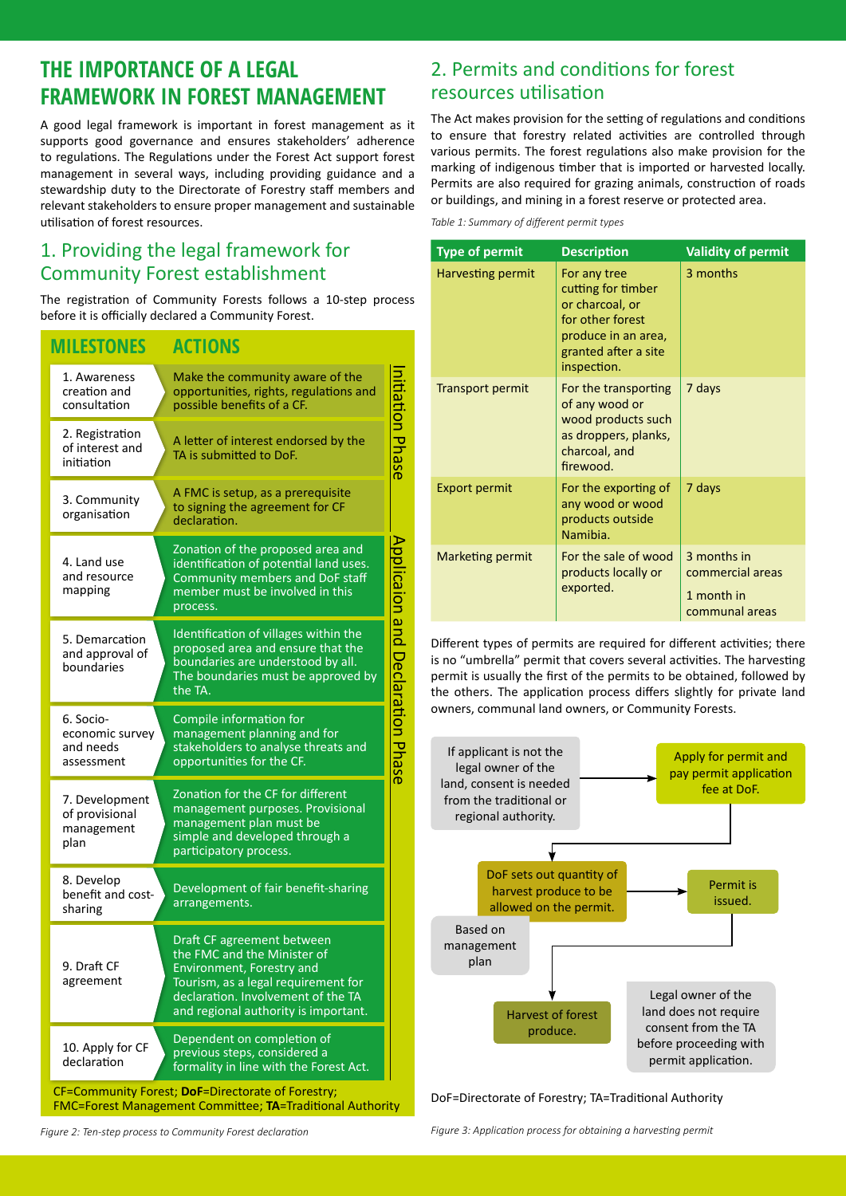# THE IMPORTANCE OF A LEGAL FRAMEWORK IN FOREST MANAGEMENT

A good legal framework is important in forest management as it supports good governance and ensures stakeholders' adherence to regulations. The Regulations under the Forest Act support forest management in several ways, including providing guidance and a stewardship duty to the Directorate of Forestry staff members and relevant stakeholders to ensure proper management and sustainable utilisation of forest resources.

## 1. Providing the legal framework for Community Forest establishment

The registration of Community Forests follows a 10-step process before it is officially declared a Community Forest.

| MILESTONES | ACTIONS | Phase |
|---|---|---|
| 1. Awareness creation and consultation | Make the community aware of the opportunities, rights, regulations and possible benefits of a CF. | Initiation Phase |
| 2. Registration of interest and initiation | A letter of interest endorsed by the TA is submitted to DoF. | Initiation Phase |
| 3. Community organisation | A FMC is setup, as a prerequisite to signing the agreement for CF declaration. | Initiation Phase |
| 4. Land use and resource mapping | Zonation of the proposed area and identification of potential land uses. Community members and DoF staff member must be involved in this process. | Application and Declaration Phase |
| 5. Demarcation and approval of boundaries | Identification of villages within the proposed area and ensure that the boundaries are understood by all. The boundaries must be approved by the TA. | Application and Declaration Phase |
| 6. Socio-economic survey and needs assessment | Compile information for management planning and for stakeholders to analyse threats and opportunities for the CF. | Application and Declaration Phase |
| 7. Development of provisional management plan | Zonation for the CF for different management purposes. Provisional management plan must be simple and developed through a participatory process. | Application and Declaration Phase |
| 8. Develop benefit and cost-sharing | Development of fair benefit-sharing arrangements. | Application and Declaration Phase |
| 9. Draft CF agreement | Draft CF agreement between the FMC and the Minister of Environment, Forestry and Tourism, as a legal requirement for declaration. Involvement of the TA and regional authority is important. | Application and Declaration Phase |
| 10. Apply for CF declaration | Dependent on completion of previous steps, considered a formality in line with the Forest Act. | Application and Declaration Phase |

CF=Community Forest; **DoF**=Directorate of Forestry; FMC=Forest Management Committee; **TA**=Traditional Authority

*Figure 2: Ten-step process to Community Forest declaration*

## 2. Permits and conditions for forest resources utilisation

The Act makes provision for the setting of regulations and conditions to ensure that forestry related activities are controlled through various permits. The forest regulations also make provision for the marking of indigenous timber that is imported or harvested locally. Permits are also required for grazing animals, construction of roads or buildings, and mining in a forest reserve or protected area.

*Table 1: Summary of different permit types*

| Type of permit | Description | Validity of permit |
|---|---|---|
| Harvesting permit | For any tree cutting for timber or charcoal, or for other forest produce in an area, granted after a site inspection. | 3 months |
| Transport permit | For the transporting of any wood or wood products such as droppers, planks, charcoal, and firewood. | 7 days |
| Export permit | For the exporting of any wood or wood products outside Namibia. | 7 days |
| Marketing permit | For the sale of wood products locally or exported. | 3 months in commercial areas<br>1 month in communal areas |

Different types of permits are required for different activities; there is no "umbrella" permit that covers several activities. The harvesting permit is usually the first of the permits to be obtained, followed by the others. The application process differs slightly for private land owners, communal land owners, or Community Forests.

If applicant is not the legal owner of the land, consent is needed from the traditional or regional authority. → Apply for permit and pay permit application fee at DoF. → DoF sets out quantity of harvest produce to be allowed on the permit. (Based on management plan) → Permit is issued. → Harvest of forest produce.

Legal owner of the land does not require consent from the TA before proceeding with permit application.

DoF=Directorate of Forestry; TA=Traditional Authority

*Figure 3: Application process for obtaining a harvesting permit*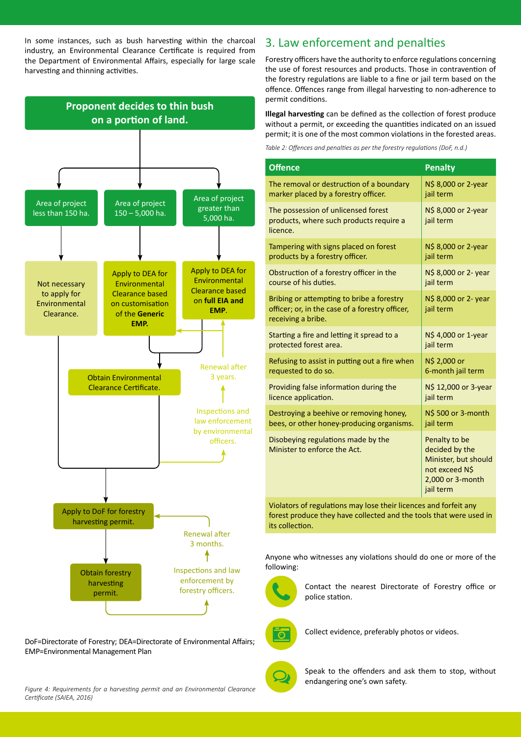In some instances, such as bush harvesting within the charcoal industry, an Environmental Clearance Certificate is required from the Department of Environmental Affairs, especially for large scale harvesting and thinning activities.

**Proponent decides to thin bush on a portion of land.**

- Area of project less than 150 ha. → Not necessary to apply for Environmental Clearance.
- Area of project 150 – 5,000 ha. → Apply to DEA for Environmental Clearance based on customisation of the **Generic EMP.** → Obtain Environmental Clearance Certificate.
- Area of project greater than 5,000 ha. → Apply to DEA for Environmental Clearance based on **full EIA and EMP**. → Obtain Environmental Clearance Certificate.

Obtain Environmental Clearance Certificate. → Inspections and law enforcement by environmental officers. → Renewal after 3 years.

Apply to DoF for forestry harvesting permit. → Obtain forestry harvesting permit. → Inspections and law enforcement by forestry officers. → Renewal after 3 months.

DoF=Directorate of Forestry; DEA=Directorate of Environmental Affairs; EMP=Environmental Management Plan

*Figure 4: Requirements for a harvesting permit and an Environmental Clearance Certificate (SAIEA, 2016)*

## 3. Law enforcement and penalties

Forestry officers have the authority to enforce regulations concerning the use of forest resources and products. Those in contravention of the forestry regulations are liable to a fine or jail term based on the offence. Offences range from illegal harvesting to non-adherence to permit conditions.

**Illegal harvesting** can be defined as the collection of forest produce without a permit, or exceeding the quantities indicated on an issued permit; it is one of the most common violations in the forested areas.

*Table 2: Offences and penalties as per the forestry regulations (DoF, n.d.)*

| Offence | Penalty |
|---|---|
| The removal or destruction of a boundary marker placed by a forestry officer. | N$ 8,000 or 2-year jail term |
| The possession of unlicensed forest products, where such products require a licence. | N$ 8,000 or 2-year jail term |
| Tampering with signs placed on forest products by a forestry officer. | N$ 8,000 or 2-year jail term |
| Obstruction of a forestry officer in the course of his duties. | N$ 8,000 or 2- year jail term |
| Bribing or attempting to bribe a forestry officer; or, in the case of a forestry officer, receiving a bribe. | N$ 8,000 or 2- year jail term |
| Starting a fire and letting it spread to a protected forest area. | N$ 4,000 or 1-year jail term |
| Refusing to assist in putting out a fire when requested to do so. | N$ 2,000 or 6-month jail term |
| Providing false information during the licence application. | N$ 12,000 or 3-year jail term |
| Destroying a beehive or removing honey, bees, or other honey-producing organisms. | N$ 500 or 3-month jail term |
| Disobeying regulations made by the Minister to enforce the Act. | Penalty to be decided by the Minister, but should not exceed N$ 2,000 or 3-month jail term |
| Violators of regulations may lose their licences and forfeit any forest produce they have collected and the tools that were used in its collection. | |

Anyone who witnesses any violations should do one or more of the following:

- Contact the nearest Directorate of Forestry office or police station.
- Collect evidence, preferably photos or videos.
- Speak to the offenders and ask them to stop, without endangering one's own safety.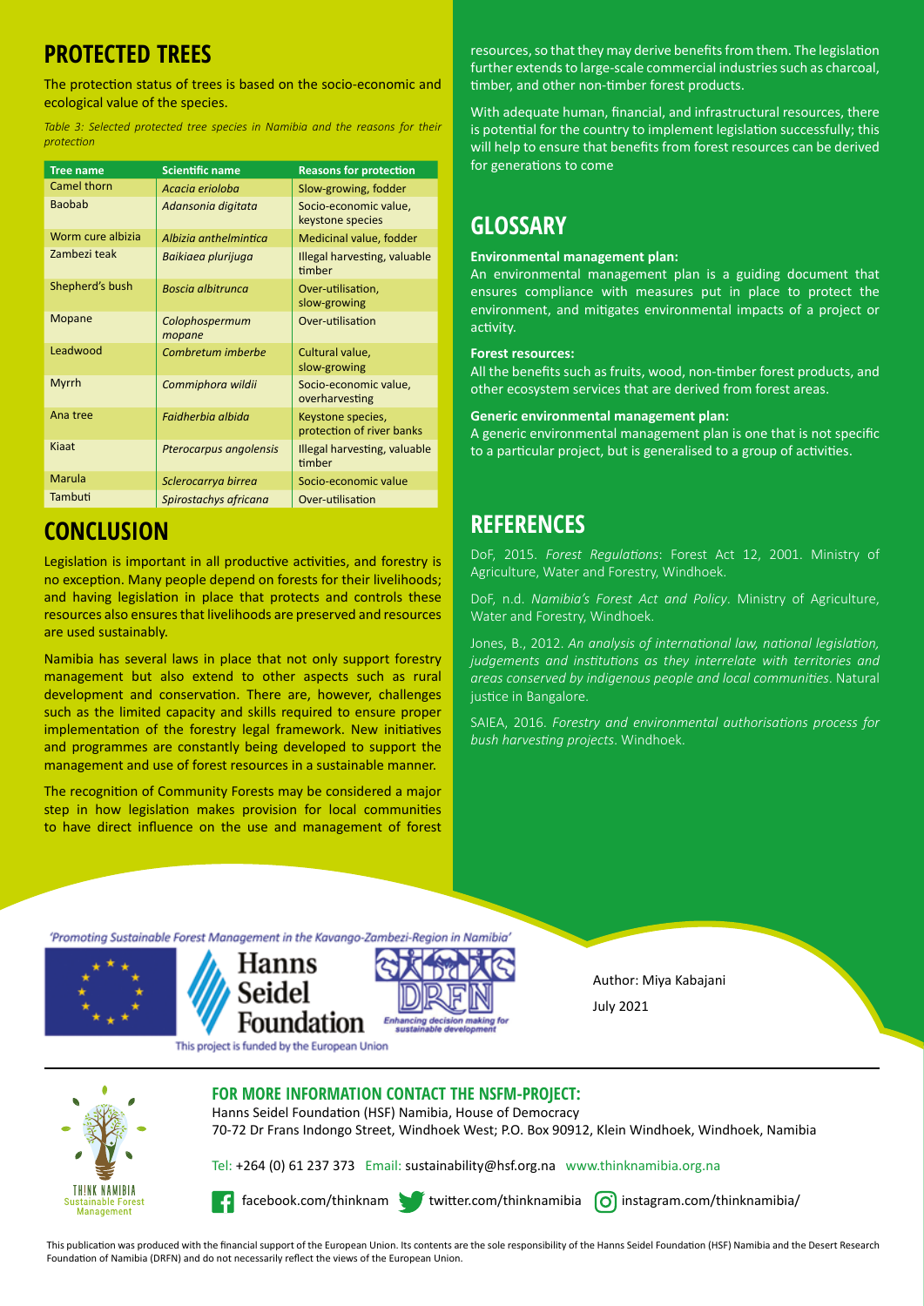## PROTECTED TREES

The protection status of trees is based on the socio-economic and ecological value of the species.

*Table 3: Selected protected tree species in Namibia and the reasons for their protection*

| Tree name | Scientific name | Reasons for protection |
| --- | --- | --- |
| Camel thorn | *Acacia erioloba* | Slow-growing, fodder |
| Baobab | *Adansonia digitata* | Socio-economic value, keystone species |
| Worm cure albizia | *Albizia anthelmintica* | Medicinal value, fodder |
| Zambezi teak | *Baikiaea plurijuga* | Illegal harvesting, valuable timber |
| Shepherd's bush | *Boscia albitrunca* | Over-utilisation, slow-growing |
| Mopane | *Colophospermum mopane* | Over-utilisation |
| Leadwood | *Combretum imberbe* | Cultural value, slow-growing |
| Myrrh | *Commiphora wildii* | Socio-economic value, overharvesting |
| Ana tree | *Faidherbia albida* | Keystone species, protection of river banks |
| Kiaat | *Pterocarpus angolensis* | Illegal harvesting, valuable timber |
| Marula | *Sclerocarrya birrea* | Socio-economic value |
| Tambuti | *Spirostachys africana* | Over-utilisation |

## CONCLUSION

Legislation is important in all productive activities, and forestry is no exception. Many people depend on forests for their livelihoods; and having legislation in place that protects and controls these resources also ensures that livelihoods are preserved and resources are used sustainably.

Namibia has several laws in place that not only support forestry management but also extend to other aspects such as rural development and conservation. There are, however, challenges such as the limited capacity and skills required to ensure proper implementation of the forestry legal framework. New initiatives and programmes are constantly being developed to support the management and use of forest resources in a sustainable manner.

The recognition of Community Forests may be considered a major step in how legislation makes provision for local communities to have direct influence on the use and management of forest resources, so that they may derive benefits from them. The legislation further extends to large-scale commercial industries such as charcoal, timber, and other non-timber forest products.

With adequate human, financial, and infrastructural resources, there is potential for the country to implement legislation successfully; this will help to ensure that benefits from forest resources can be derived for generations to come

## GLOSSARY

**Environmental management plan:**
An environmental management plan is a guiding document that ensures compliance with measures put in place to protect the environment, and mitigates environmental impacts of a project or activity.

**Forest resources:**
All the benefits such as fruits, wood, non-timber forest products, and other ecosystem services that are derived from forest areas.

**Generic environmental management plan:**
A generic environmental management plan is one that is not specific to a particular project, but is generalised to a group of activities.

## REFERENCES

DoF, 2015. *Forest Regulations*: Forest Act 12, 2001. Ministry of Agriculture, Water and Forestry, Windhoek.

DoF, n.d. *Namibia's Forest Act and Policy*. Ministry of Agriculture, Water and Forestry, Windhoek.

Jones, B., 2012. *An analysis of international law, national legislation, judgements and institutions as they interrelate with territories and areas conserved by indigenous people and local communities*. Natural justice in Bangalore.

SAIEA, 2016. *Forestry and environmental authorisations process for bush harvesting projects*. Windhoek.

*'Promoting Sustainable Forest Management in the Kavango-Zambezi-Region in Namibia'*

Hanns Seidel Foundation

Enhancing decision making for sustainable development

This project is funded by the European Union

Author: Miya Kabajani

July 2021

THINK NAMIBIA Sustainable Forest Management

### FOR MORE INFORMATION CONTACT THE NSFM-PROJECT:

Hanns Seidel Foundation (HSF) Namibia, House of Democracy
70-72 Dr Frans Indongo Street, Windhoek West; P.O. Box 90912, Klein Windhoek, Windhoek, Namibia

Tel: +264 (0) 61 237 373 Email: sustainability@hsf.org.na www.thinknamibia.org.na

facebook.com/thinknam twitter.com/thinknamibia instagram.com/thinknamibia/

This publication was produced with the financial support of the European Union. Its contents are the sole responsibility of the Hanns Seidel Foundation (HSF) Namibia and the Desert Research Foundation of Namibia (DRFN) and do not necessarily reflect the views of the European Union.